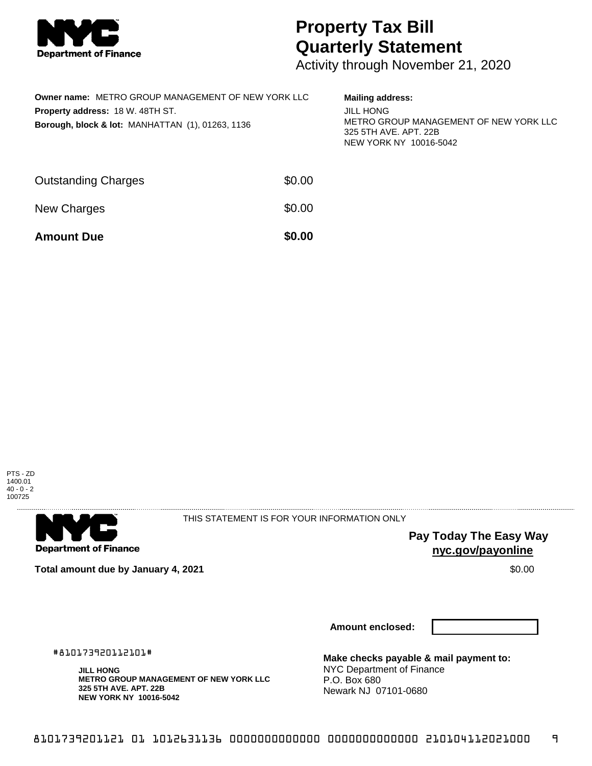# Property Tax Bill Quarterly Statement

Activity through November 21, 2020

**Owner name:** METRO GROUP MANAGEMENT OF NEW YORK LLC
**Property address:** 18 W. 48TH ST.
**Borough, block & lot:** MANHATTAN (1), 01263, 1136

**Mailing address:**
JILL HONG
METRO GROUP MANAGEMENT OF NEW YORK LLC
325 5TH AVE. APT. 22B
NEW YORK NY 10016-5042

| | |
|---|---|
| Outstanding Charges | $0.00 |
| New Charges | $0.00 |
| **Amount Due** | **$0.00** |

PTS - ZD
1400.01
40 - 0 - 2
100725

THIS STATEMENT IS FOR YOUR INFORMATION ONLY

**Pay Today The Easy Way**
**nyc.gov/payonline**

**Total amount due by January 4, 2021** $0.00

**Amount enclosed:**

#810173920112101#

**JILL HONG**
**METRO GROUP MANAGEMENT OF NEW YORK LLC**
**325 5TH AVE. APT. 22B**
**NEW YORK NY 10016-5042**

**Make checks payable & mail payment to:**
NYC Department of Finance
P.O. Box 680
Newark NJ 07101-0680

8101739201121 01 1012631136 0000000000000 0000000000000 210104112021000 9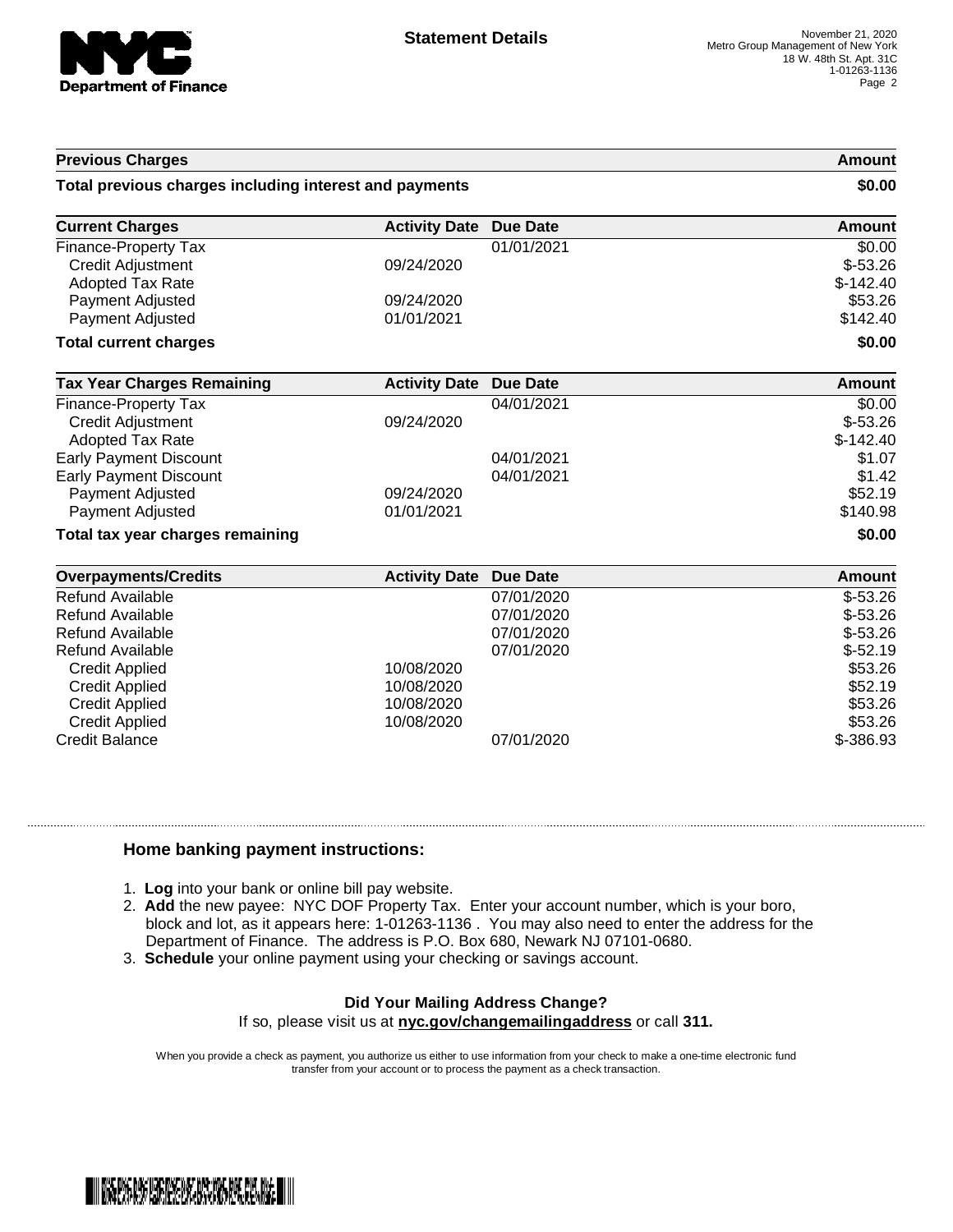# Statement Details

November 21, 2020
Metro Group Management of New York
18 W. 48th St. Apt. 31C
1-01263-1136

| Previous Charges | Amount |
| --- | --- |
| **Total previous charges including interest and payments** | **$0.00** |

| Current Charges | Activity Date | Due Date | Amount |
| --- | --- | --- | --- |
| Finance-Property Tax | | 01/01/2021 | $0.00 |
| Credit Adjustment | 09/24/2020 | | $-53.26 |
| Adopted Tax Rate | | | $-142.40 |
| Payment Adjusted | 09/24/2020 | | $53.26 |
| Payment Adjusted | 01/01/2021 | | $142.40 |
| **Total current charges** | | | **$0.00** |

| Tax Year Charges Remaining | Activity Date | Due Date | Amount |
| --- | --- | --- | --- |
| Finance-Property Tax | | 04/01/2021 | $0.00 |
| Credit Adjustment | 09/24/2020 | | $-53.26 |
| Adopted Tax Rate | | | $-142.40 |
| Early Payment Discount | | 04/01/2021 | $1.07 |
| Early Payment Discount | | 04/01/2021 | $1.42 |
| Payment Adjusted | 09/24/2020 | | $52.19 |
| Payment Adjusted | 01/01/2021 | | $140.98 |
| **Total tax year charges remaining** | | | **$0.00** |

| Overpayments/Credits | Activity Date | Due Date | Amount |
| --- | --- | --- | --- |
| Refund Available | | 07/01/2020 | $-53.26 |
| Refund Available | | 07/01/2020 | $-53.26 |
| Refund Available | | 07/01/2020 | $-53.26 |
| Refund Available | | 07/01/2020 | $-52.19 |
| Credit Applied | 10/08/2020 | | $53.26 |
| Credit Applied | 10/08/2020 | | $52.19 |
| Credit Applied | 10/08/2020 | | $53.26 |
| Credit Applied | 10/08/2020 | | $53.26 |
| Credit Balance | | 07/01/2020 | $-386.93 |

## Home banking payment instructions:

1. **Log** into your bank or online bill pay website.
2. **Add** the new payee: NYC DOF Property Tax. Enter your account number, which is your boro, block and lot, as it appears here: 1-01263-1136 . You may also need to enter the address for the Department of Finance. The address is P.O. Box 680, Newark NJ 07101-0680.
3. **Schedule** your online payment using your checking or savings account.

**Did Your Mailing Address Change?**
If so, please visit us at **nyc.gov/changemailingaddress** or call **311.**

When you provide a check as payment, you authorize us either to use information from your check to make a one-time electronic fund transfer from your account or to process the payment as a check transaction.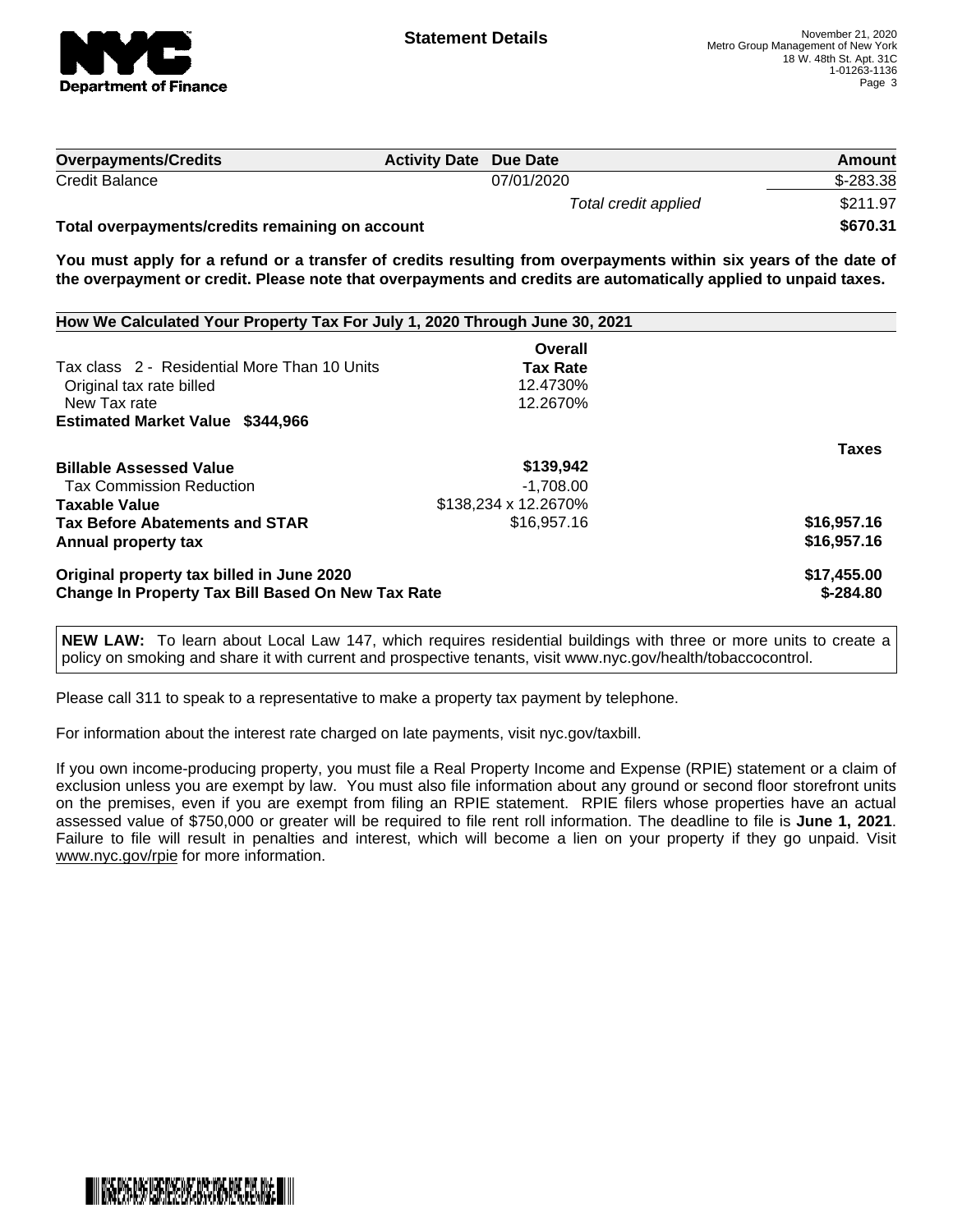## Statement Details

November 21, 2020
Metro Group Management of New York
18 W. 48th St. Apt. 31C
1-01263-1136

| Overpayments/Credits | Activity Date | Due Date | Amount |
|---|---|---|---|
| Credit Balance | | 07/01/2020 | $-283.38 |
| | | *Total credit applied* | $211.97 |
| **Total overpayments/credits remaining on account** | | | **$670.31** |

**You must apply for a refund or a transfer of credits resulting from overpayments within six years of the date of the overpayment or credit. Please note that overpayments and credits are automatically applied to unpaid taxes.**

### How We Calculated Your Property Tax For July 1, 2020 Through June 30, 2021

| | Overall Tax Rate | |
|---|---|---|
| Tax class 2 - Residential More Than 10 Units | | |
| Original tax rate billed | 12.4730% | |
| New Tax rate | 12.2670% | |
| **Estimated Market Value $344,966** | | |
| | | **Taxes** |
| **Billable Assessed Value** | **$139,942** | |
| Tax Commission Reduction | -1,708.00 | |
| **Taxable Value** | $138,234 x 12.2670% | |
| **Tax Before Abatements and STAR** | $16,957.16 | **$16,957.16** |
| **Annual property tax** | | **$16,957.16** |
| **Original property tax billed in June 2020** | | **$17,455.00** |
| **Change In Property Tax Bill Based On New Tax Rate** | | **$-284.80** |

**NEW LAW:** To learn about Local Law 147, which requires residential buildings with three or more units to create a policy on smoking and share it with current and prospective tenants, visit www.nyc.gov/health/tobaccocontrol.

Please call 311 to speak to a representative to make a property tax payment by telephone.

For information about the interest rate charged on late payments, visit nyc.gov/taxbill.

If you own income-producing property, you must file a Real Property Income and Expense (RPIE) statement or a claim of exclusion unless you are exempt by law. You must also file information about any ground or second floor storefront units on the premises, even if you are exempt from filing an RPIE statement. RPIE filers whose properties have an actual assessed value of $750,000 or greater will be required to file rent roll information. The deadline to file is **June 1, 2021**. Failure to file will result in penalties and interest, which will become a lien on your property if they go unpaid. Visit www.nyc.gov/rpie for more information.